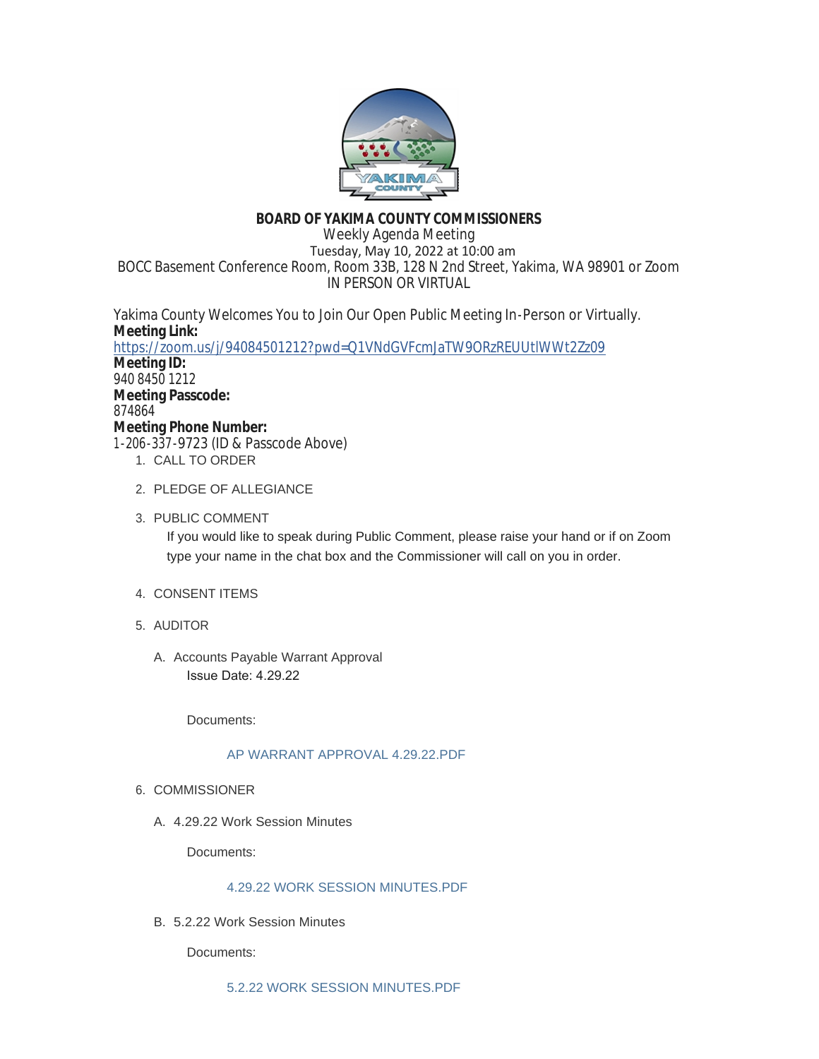**BOARD OF YAKIMA COUNTY COMMISSIONERS**

Weekly Agenda Meeting

Tuesday, May 10, 2022 at 10:00 am

BOCC Basement Conference Room, Room 33B, 128 N 2nd Street, Yakima, WA 98901 or Zoom

IN PERSON OR VIRTUAL

Yakima County Welcomes You to Join Our Open Public Meeting In-Person or Virtually.

**Meeting Link:**

https://zoom.us/j/94084501212?pwd=Q1VNdGVFcmJaTW9ORzREUUtlWWt2Zz09

**Meeting ID:**

940 8450 1212

**Meeting Passcode:**

874864

**Meeting Phone Number:**

1-206-337-9723 (ID & Passcode Above)

1. CALL TO ORDER

2. PLEDGE OF ALLEGIANCE

3. PUBLIC COMMENT

   If you would like to speak during Public Comment, please raise your hand or if on Zoom type your name in the chat box and the Commissioner will call on you in order.

4. CONSENT ITEMS

5. AUDITOR

   A. Accounts Payable Warrant Approval

      Issue Date: 4.29.22

      Documents:

      AP WARRANT APPROVAL 4.29.22.PDF

6. COMMISSIONER

   A. 4.29.22 Work Session Minutes

      Documents:

      4.29.22 WORK SESSION MINUTES.PDF

   B. 5.2.22 Work Session Minutes

      Documents:

      5.2.22 WORK SESSION MINUTES.PDF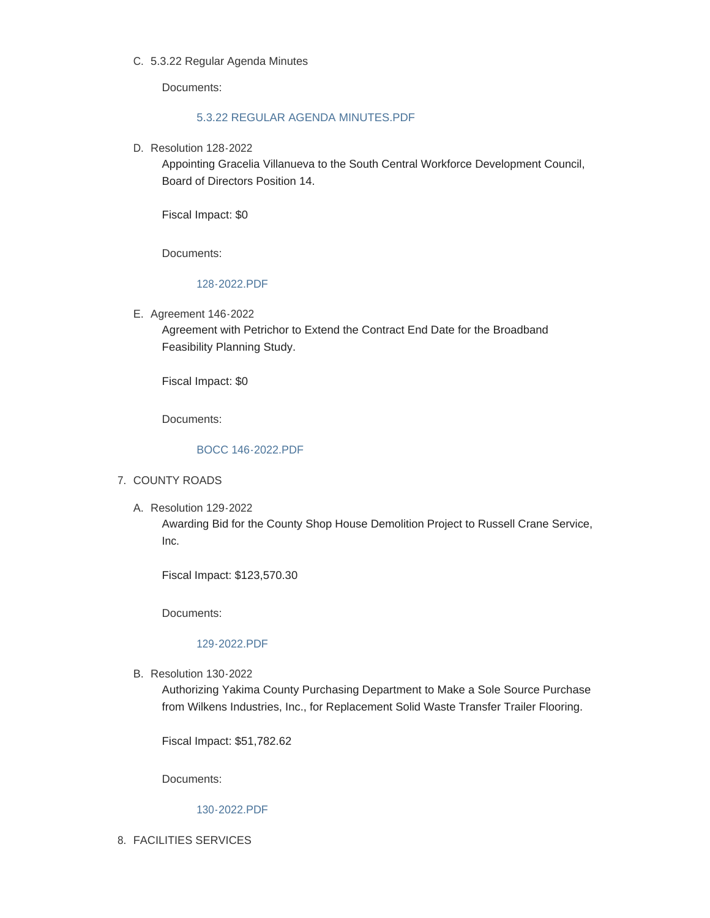C. 5.3.22 Regular Agenda Minutes

   Documents:

   5.3.22 REGULAR AGENDA MINUTES.PDF

D. Resolution 128-2022

   Appointing Gracelia Villanueva to the South Central Workforce Development Council, Board of Directors Position 14.

   Fiscal Impact: $0

   Documents:

   128-2022.PDF

E. Agreement 146-2022

   Agreement with Petrichor to Extend the Contract End Date for the Broadband Feasibility Planning Study.

   Fiscal Impact: $0

   Documents:

   BOCC 146-2022.PDF

7. COUNTY ROADS

   A. Resolution 129-2022

      Awarding Bid for the County Shop House Demolition Project to Russell Crane Service, Inc.

      Fiscal Impact: $123,570.30

      Documents:

      129-2022.PDF

   B. Resolution 130-2022

      Authorizing Yakima County Purchasing Department to Make a Sole Source Purchase from Wilkens Industries, Inc., for Replacement Solid Waste Transfer Trailer Flooring.

      Fiscal Impact: $51,782.62

      Documents:

      130-2022.PDF

8. FACILITIES SERVICES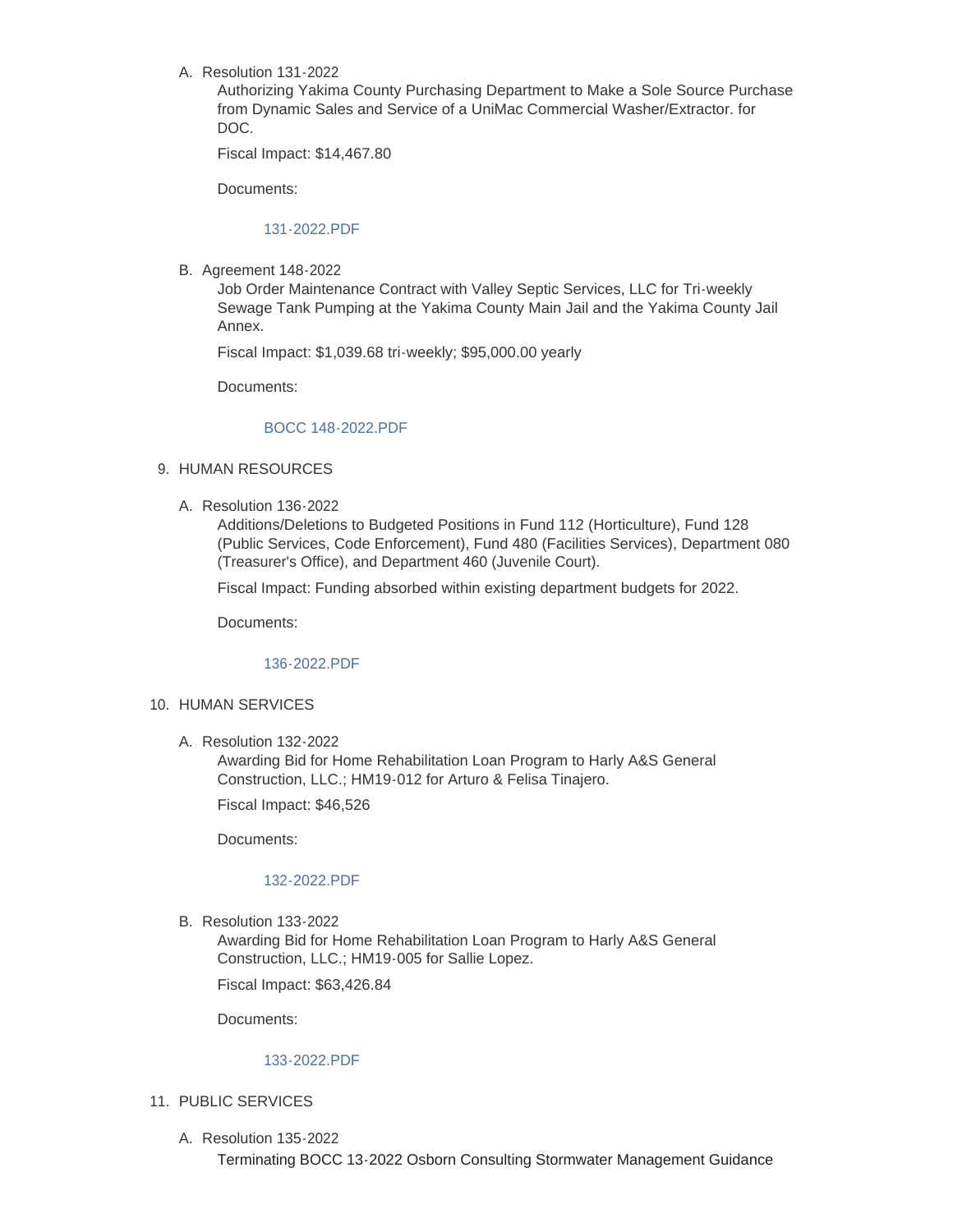A. Resolution 131-2022

   Authorizing Yakima County Purchasing Department to Make a Sole Source Purchase from Dynamic Sales and Service of a UniMac Commercial Washer/Extractor. for DOC.

   Fiscal Impact: $14,467.80

   Documents:

   131-2022.PDF

B. Agreement 148-2022

   Job Order Maintenance Contract with Valley Septic Services, LLC for Tri-weekly Sewage Tank Pumping at the Yakima County Main Jail and the Yakima County Jail Annex.

   Fiscal Impact: $1,039.68 tri-weekly; $95,000.00 yearly

   Documents:

   BOCC 148-2022.PDF

9. HUMAN RESOURCES

   A. Resolution 136-2022

      Additions/Deletions to Budgeted Positions in Fund 112 (Horticulture), Fund 128 (Public Services, Code Enforcement), Fund 480 (Facilities Services), Department 080 (Treasurer's Office), and Department 460 (Juvenile Court).

      Fiscal Impact: Funding absorbed within existing department budgets for 2022.

      Documents:

      136-2022.PDF

10. HUMAN SERVICES

    A. Resolution 132-2022

       Awarding Bid for Home Rehabilitation Loan Program to Harly A&S General Construction, LLC.; HM19-012 for Arturo & Felisa Tinajero.

       Fiscal Impact: $46,526

       Documents:

       132-2022.PDF

    B. Resolution 133-2022

       Awarding Bid for Home Rehabilitation Loan Program to Harly A&S General Construction, LLC.; HM19-005 for Sallie Lopez.

       Fiscal Impact: $63,426.84

       Documents:

       133-2022.PDF

11. PUBLIC SERVICES

    A. Resolution 135-2022

       Terminating BOCC 13-2022 Osborn Consulting Stormwater Management Guidance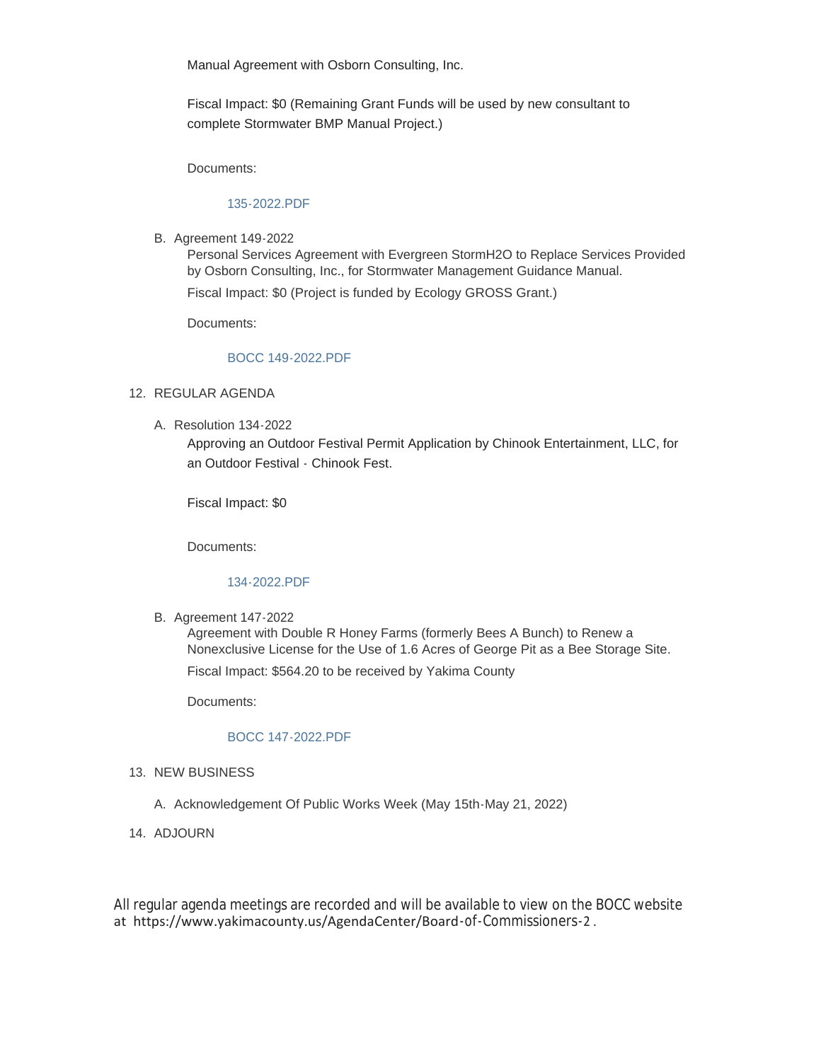Manual Agreement with Osborn Consulting, Inc.

Fiscal Impact: $0 (Remaining Grant Funds will be used by new consultant to complete Stormwater BMP Manual Project.)

Documents:

135-2022.PDF

B. Agreement 149-2022

Personal Services Agreement with Evergreen StormH2O to Replace Services Provided by Osborn Consulting, Inc., for Stormwater Management Guidance Manual.

Fiscal Impact: $0 (Project is funded by Ecology GROSS Grant.)

Documents:

BOCC 149-2022.PDF

12. REGULAR AGENDA

A. Resolution 134-2022

Approving an Outdoor Festival Permit Application by Chinook Entertainment, LLC, for an Outdoor Festival - Chinook Fest.

Fiscal Impact: $0

Documents:

134-2022.PDF

B. Agreement 147-2022

Agreement with Double R Honey Farms (formerly Bees A Bunch) to Renew a Nonexclusive License for the Use of 1.6 Acres of George Pit as a Bee Storage Site.

Fiscal Impact: $564.20 to be received by Yakima County

Documents:

BOCC 147-2022.PDF

13. NEW BUSINESS

A. Acknowledgement Of Public Works Week (May 15th-May 21, 2022)

14. ADJOURN

All regular agenda meetings are recorded and will be available to view on the BOCC website at https://www.yakimacounty.us/AgendaCenter/Board-of-Commissioners-2 .